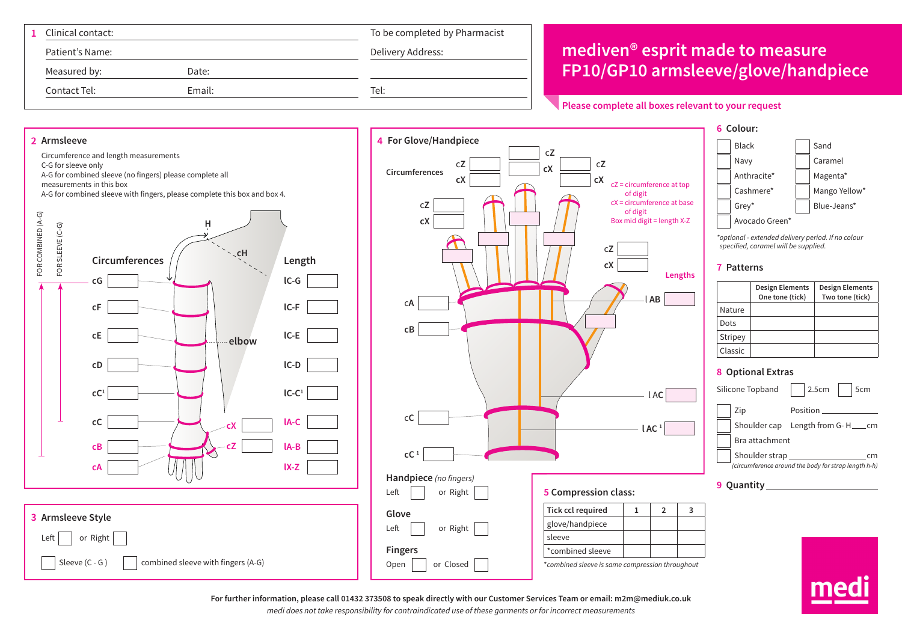# mediven® esprit made to measure FP10/GP10 armsleeve/glove/handpiece

**Please complete all boxes relevant to your request**

## 1 Clinical contact:

Patient's Name:

Measured by: Date:

Contact Tel: Email:

To be completed by Pharmacist

Delivery Address:

Tel:

## 2 Armsleeve

Circumference and length measurements
C-G for sleeve only
A-G for combined sleeve (no fingers) please complete all measurements in this box
A-G for combined sleeve with fingers, please complete this box and box 4.

FOR COMBINED (A-G) FOR SLEEVE (C-G)

H

cH

elbow

| Circumferences | | Length | |
|---|---|---|---|
| cG | | lC-G | |
| cF | | lC-F | |
| cE | | lC-E | |
| cD | | lC-D | |
| cC[1] | | lC-C[1] | |
| cC | | lA-C | |
| cB | | lA-B | |
| cA | | lX-Z | |

cX

cZ

## 3 Armsleeve Style

Left ☐ or Right ☐

☐ Sleeve (C - G ) ☐ combined sleeve with fingers (A-G)

## 4 For Glove/Handpiece

Circumferences

cZ
cX

cZ = circumference at top of digit
cX = circumference at base of digit
Box mid digit = length X-Z

Lengths

cA

cB

l AB

l AC

l AC [1]

cC

cC [1]

**Handpiece** *(no fingers)*

Left ☐ or Right ☐

**Glove**

Left ☐ or Right ☐

**Fingers**

Open ☐ or Closed ☐

## 5 Compression class:

| Tick ccl required | 1 | 2 | 3 |
|---|---|---|---|
| glove/handpiece | | | |
| sleeve | | | |
| *combined sleeve | | | |

*\*combined sleeve is same compression throughout*

## 6 Colour:

☐ Black ☐ Sand
☐ Navy ☐ Caramel
☐ Anthracite* ☐ Magenta*
☐ Cashmere* ☐ Mango Yellow*
☐ Grey* ☐ Blue-Jeans*
☐ Avocado Green*

*\*optional - extended delivery period. If no colour specified, caramel will be supplied.*

## 7 Patterns

| | Design Elements One tone (tick) | Design Elements Two tone (tick) |
|---|---|---|
| Nature | | |
| Dots | | |
| Stripey | | |
| Classic | | |

## 8 Optional Extras

Silicone Topband ☐ 2.5cm ☐ 5cm

☐ Zip Position ____________

☐ Shoulder cap Length from G- H____cm

☐ Bra attachment

☐ Shoulder strap ____________cm
*(circumference around the body for strap length h-h)*

## 9 Quantity ____________

**For further information, please call 01432 373508 to speak directly with our Customer Services Team or email: m2m@mediuk.co.uk**

*medi does not take responsibility for contraindicated use of these garments or for incorrect measurements*

medi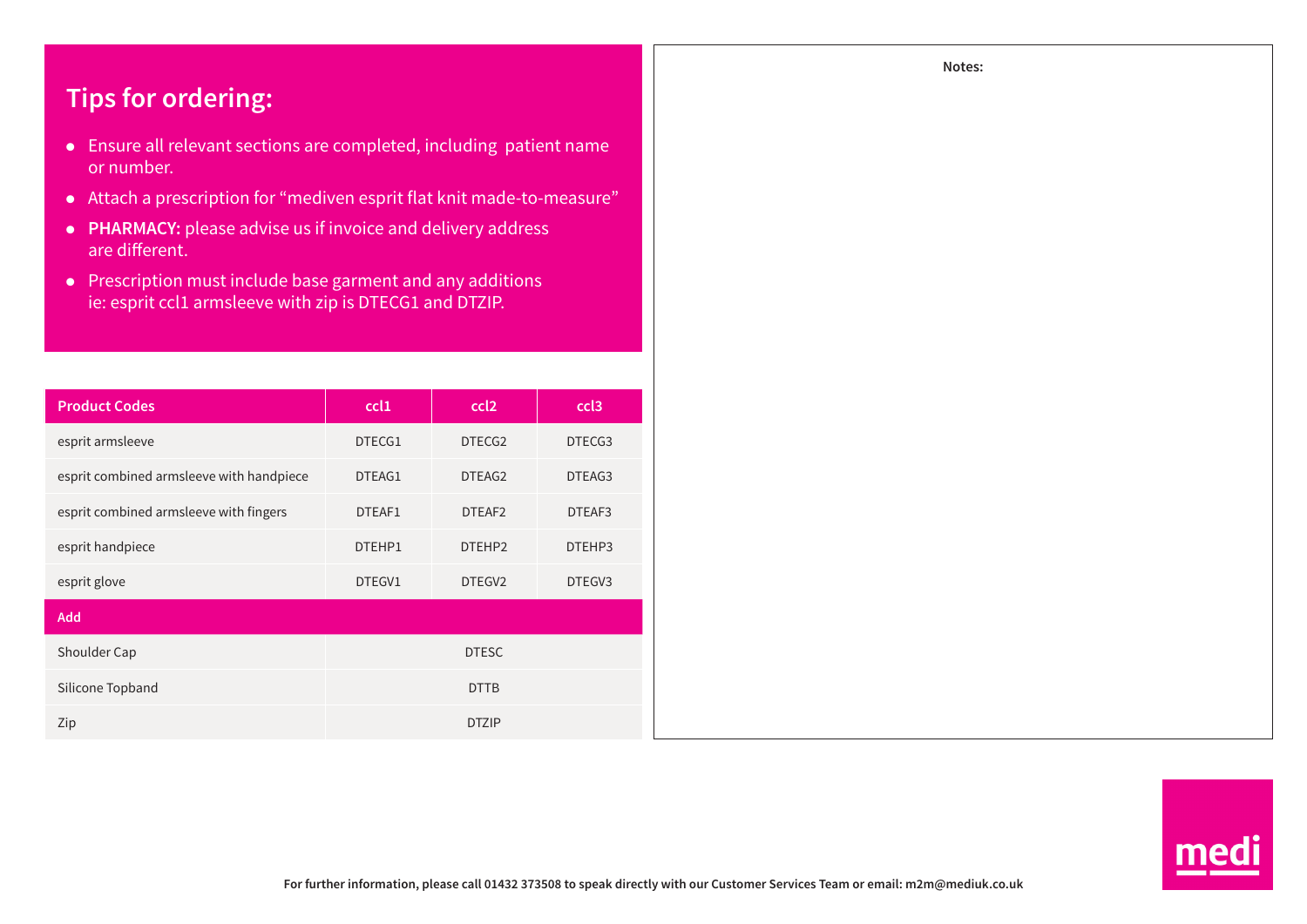## Tips for ordering:

- Ensure all relevant sections are completed, including  patient name or number.
- Attach a prescription for "mediven esprit flat knit made-to-measure"
- **PHARMACY:** please advise us if invoice and delivery address are different.
- Prescription must include base garment and any additions ie: esprit ccl1 armsleeve with zip is DTECG1 and DTZIP.

| Product Codes | ccl1 | ccl2 | ccl3 |
|---|---|---|---|
| esprit armsleeve | DTECG1 | DTECG2 | DTECG3 |
| esprit combined armsleeve with handpiece | DTEAG1 | DTEAG2 | DTEAG3 |
| esprit combined armsleeve with fingers | DTEAF1 | DTEAF2 | DTEAF3 |
| esprit handpiece | DTEHP1 | DTEHP2 | DTEHP3 |
| esprit glove | DTEGV1 | DTEGV2 | DTEGV3 |
| **Add** | | | |
| Shoulder Cap | DTESC | | |
| Silicone Topband | DTTB | | |
| Zip | DTZIP | | |

**Notes:**

**For further information, please call 01432 373508 to speak directly with our Customer Services Team or email: m2m@mediuk.co.uk**

medi